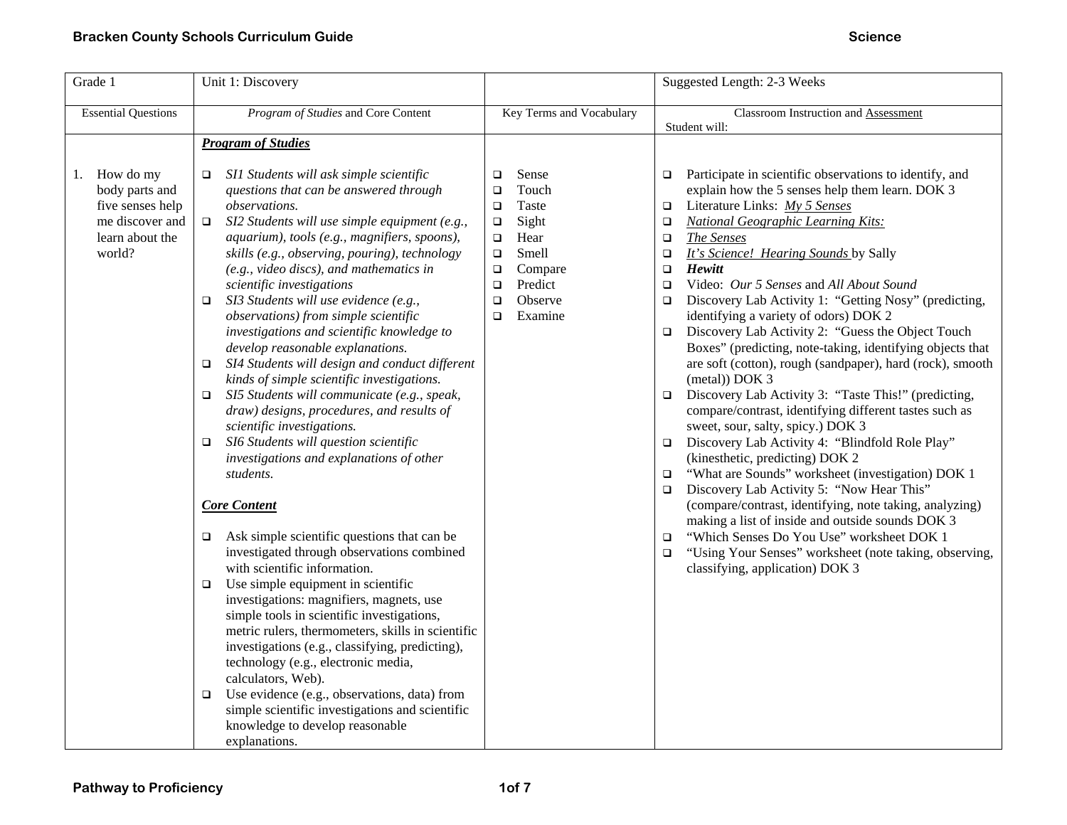| Grade 1 | Unit 1: Discovery | | Suggested Length: 2-3 Weeks |
|---|---|---|---|
| Essential Questions | *Program of Studies* and Core Content | Key Terms and Vocabulary | Classroom Instruction and Assessment<br>Student will: |
| 1. How do my body parts and five senses help me discover and learn about the world? | ***Program of Studies***<br><br>❑ *SI1 Students will ask simple scientific questions that can be answered through observations.*<br>❑ *SI2 Students will use simple equipment (e.g., aquarium), tools (e.g., magnifiers, spoons), skills (e.g., observing, pouring), technology (e.g., video discs), and mathematics in scientific investigations*<br>❑ *SI3 Students will use evidence (e.g., observations) from simple scientific investigations and scientific knowledge to develop reasonable explanations.*<br>❑ *SI4 Students will design and conduct different kinds of simple scientific investigations.*<br>❑ *SI5 Students will communicate (e.g., speak, draw) designs, procedures, and results of scientific investigations.*<br>❑ *SI6 Students will question scientific investigations and explanations of other students.*<br><br>***Core Content***<br><br>❑ Ask simple scientific questions that can be investigated through observations combined with scientific information.<br>❑ Use simple equipment in scientific investigations: magnifiers, magnets, use simple tools in scientific investigations, metric rulers, thermometers, skills in scientific investigations (e.g., classifying, predicting), technology (e.g., electronic media, calculators, Web).<br>❑ Use evidence (e.g., observations, data) from simple scientific investigations and scientific knowledge to develop reasonable explanations. | ❑ Sense<br>❑ Touch<br>❑ Taste<br>❑ Sight<br>❑ Hear<br>❑ Smell<br>❑ Compare<br>❑ Predict<br>❑ Observe<br>❑ Examine | ❑ Participate in scientific observations to identify, and explain how the 5 senses help them learn. DOK 3<br>❑ Literature Links: *My 5 Senses*<br>❑ *National Geographic Learning Kits:*<br>❑ *The Senses*<br>❑ *It's Science! Hearing Sounds* by Sally<br>❑ ***Hewitt***<br>❑ Video: *Our 5 Senses* and *All About Sound*<br>❑ Discovery Lab Activity 1: "Getting Nosy" (predicting, identifying a variety of odors) DOK 2<br>❑ Discovery Lab Activity 2: "Guess the Object Touch Boxes" (predicting, note-taking, identifying objects that are soft (cotton), rough (sandpaper), hard (rock), smooth (metal)) DOK 3<br>❑ Discovery Lab Activity 3: "Taste This!" (predicting, compare/contrast, identifying different tastes such as sweet, sour, salty, spicy.) DOK 3<br>❑ Discovery Lab Activity 4: "Blindfold Role Play" (kinesthetic, predicting) DOK 2<br>❑ "What are Sounds" worksheet (investigation) DOK 1<br>❑ Discovery Lab Activity 5: "Now Hear This" (compare/contrast, identifying, note taking, analyzing) making a list of inside and outside sounds DOK 3<br>❑ "Which Senses Do You Use" worksheet DOK 1<br>❑ "Using Your Senses" worksheet (note taking, observing, classifying, application) DOK 3 |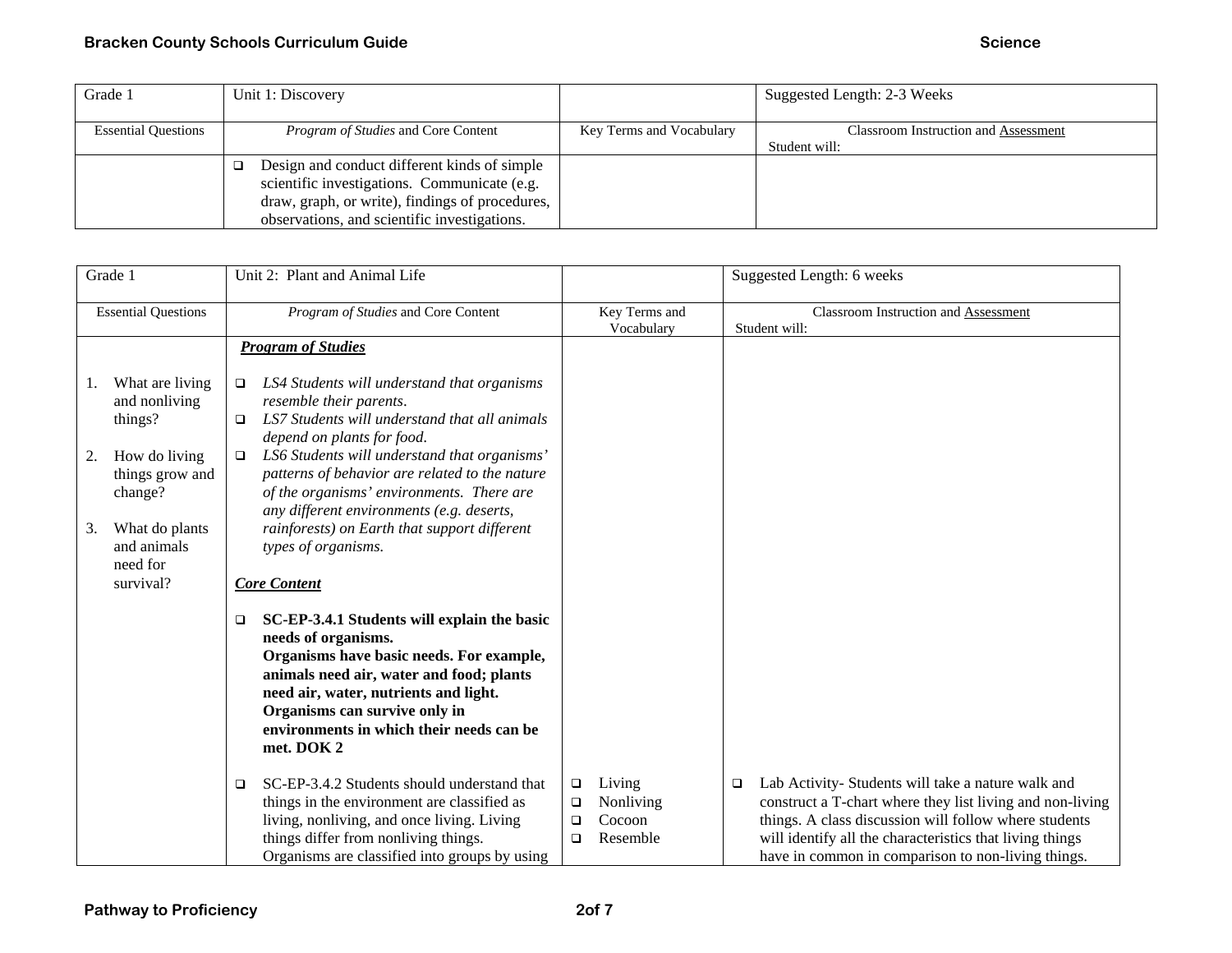| Grade 1 | Unit 1: Discovery | | Suggested Length: 2-3 Weeks |
|---|---|---|---|
| Essential Questions | *Program of Studies* and Core Content | Key Terms and Vocabulary | Classroom Instruction and Assessment<br>Student will: |
| | ❑ Design and conduct different kinds of simple scientific investigations. Communicate (e.g. draw, graph, or write), findings of procedures, observations, and scientific investigations. | | |

| Grade 1 | Unit 2: Plant and Animal Life | | Suggested Length: 6 weeks |
|---|---|---|---|
| Essential Questions | *Program of Studies* and Core Content | Key Terms and Vocabulary | Classroom Instruction and Assessment<br>Student will: |
| 1. What are living and nonliving things?<br><br>2. How do living things grow and change?<br><br>3. What do plants and animals need for survival? | ***Program of Studies***<br><br>❑ *LS4 Students will understand that organisms resemble their parents.*<br>❑ *LS7 Students will understand that all animals depend on plants for food.*<br>❑ *LS6 Students will understand that organisms' patterns of behavior are related to the nature of the organisms' environments. There are any different environments (e.g. deserts, rainforests) on Earth that support different types of organisms.*<br><br>***Core Content***<br><br>❑ **SC-EP-3.4.1 Students will explain the basic needs of organisms. Organisms have basic needs. For example, animals need air, water and food; plants need air, water, nutrients and light. Organisms can survive only in environments in which their needs can be met. DOK 2** | | |
| | ❑ SC-EP-3.4.2 Students should understand that things in the environment are classified as living, nonliving, and once living. Living things differ from nonliving things. Organisms are classified into groups by using | ❑ Living<br>❑ Nonliving<br>❑ Cocoon<br>❑ Resemble | ❑ Lab Activity- Students will take a nature walk and construct a T-chart where they list living and non-living things. A class discussion will follow where students will identify all the characteristics that living things have in common in comparison to non-living things. |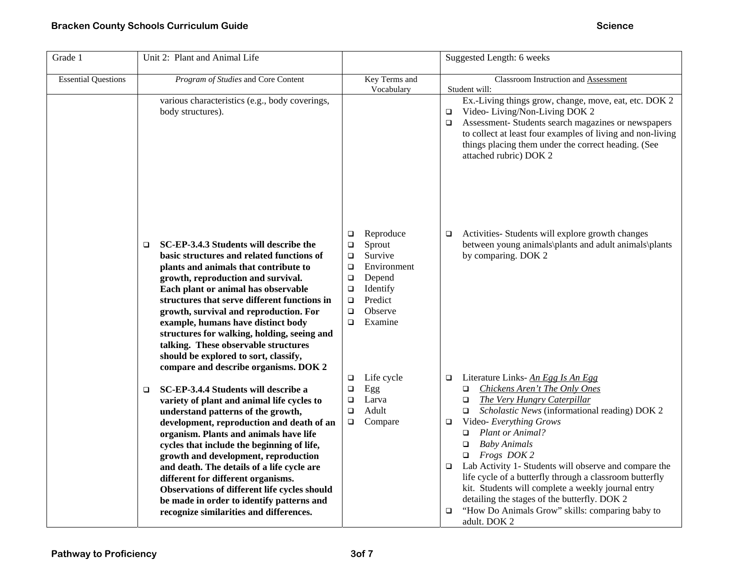| Grade 1 | Unit 2: Plant and Animal Life | | Suggested Length: 6 weeks |
|---|---|---|---|
| Essential Questions | *Program of Studies* and Core Content | Key Terms and Vocabulary | Classroom Instruction and Assessment<br>Student will: |
| | various characteristics (e.g., body coverings, body structures). | | Ex.-Living things grow, change, move, eat, etc. DOK 2<br>❑ Video- Living/Non-Living DOK 2<br>❑ Assessment- Students search magazines or newspapers to collect at least four examples of living and non-living things placing them under the correct heading. (See attached rubric) DOK 2 |
| | ❑ **SC-EP-3.4.3 Students will describe the basic structures and related functions of plants and animals that contribute to growth, reproduction and survival. Each plant or animal has observable structures that serve different functions in growth, survival and reproduction. For example, humans have distinct body structures for walking, holding, seeing and talking. These observable structures should be explored to sort, classify, compare and describe organisms. DOK 2** | ❑ Reproduce<br>❑ Sprout<br>❑ Survive<br>❑ Environment<br>❑ Depend<br>❑ Identify<br>❑ Predict<br>❑ Observe<br>❑ Examine | ❑ Activities- Students will explore growth changes between young animals\plants and adult animals\plants by comparing. DOK 2 |
| | ❑ **SC-EP-3.4.4 Students will describe a variety of plant and animal life cycles to understand patterns of the growth, development, reproduction and death of an organism. Plants and animals have life cycles that include the beginning of life, growth and development, reproduction and death. The details of a life cycle are different for different organisms. Observations of different life cycles should be made in order to identify patterns and recognize similarities and differences.** | ❑ Life cycle<br>❑ Egg<br>❑ Larva<br>❑ Adult<br>❑ Compare | ❑ Literature Links- *An Egg Is An Egg*<br>❑ *Chickens Aren't The Only Ones*<br>❑ *The Very Hungry Caterpillar*<br>❑ *Scholastic News* (informational reading) DOK 2<br>❑ Video- *Everything Grows*<br>❑ *Plant or Animal?*<br>❑ *Baby Animals*<br>❑ *Frogs DOK 2*<br>❑ Lab Activity 1- Students will observe and compare the life cycle of a butterfly through a classroom butterfly kit. Students will complete a weekly journal entry detailing the stages of the butterfly. DOK 2<br>❑ "How Do Animals Grow" skills: comparing baby to adult. DOK 2 |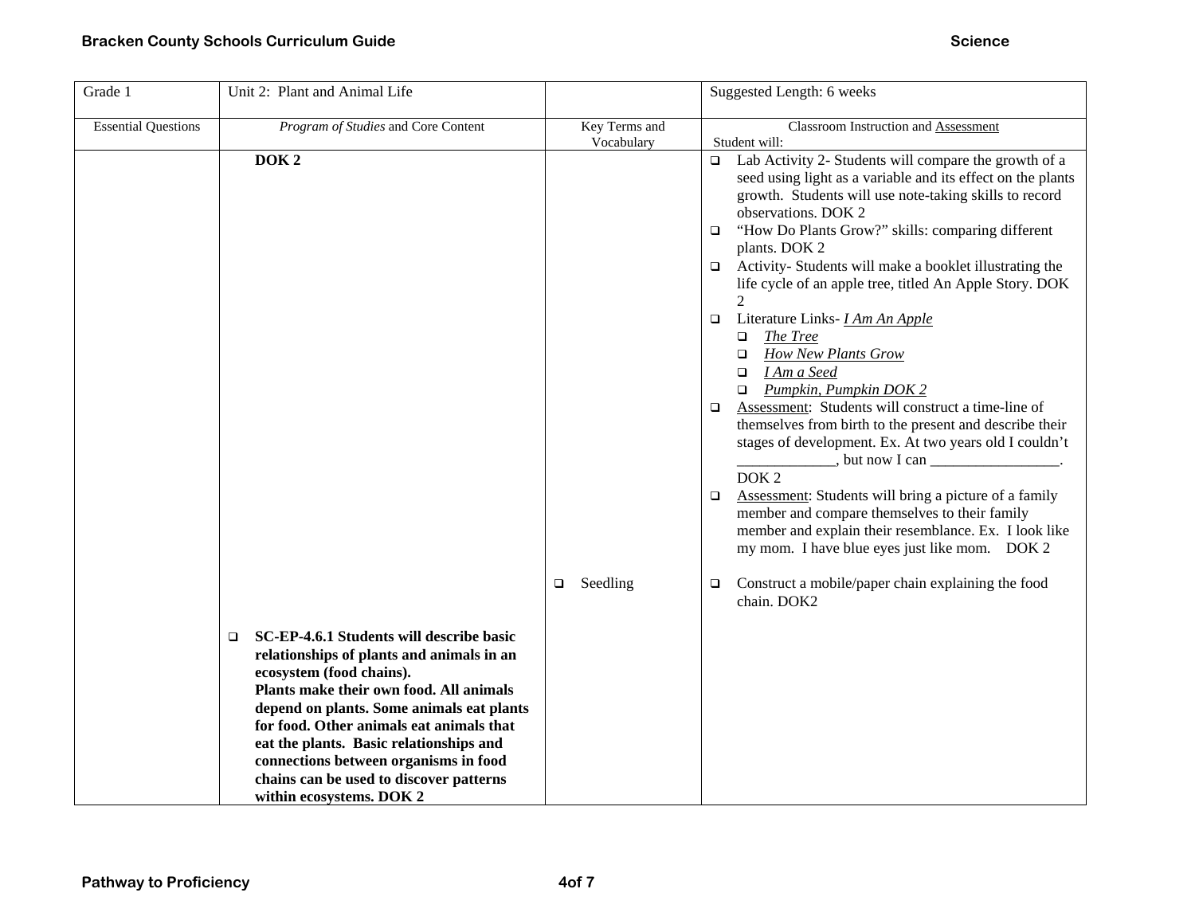| Grade 1 | Unit 2: Plant and Animal Life | | Suggested Length: 6 weeks |
|---|---|---|---|
| Essential Questions | *Program of Studies* and Core Content | Key Terms and Vocabulary | Classroom Instruction and Assessment<br>Student will: |
| | **DOK 2** | | ❑ Lab Activity 2- Students will compare the growth of a seed using light as a variable and its effect on the plants growth. Students will use note-taking skills to record observations. DOK 2<br>❑ "How Do Plants Grow?" skills: comparing different plants. DOK 2<br>❑ Activity- Students will make a booklet illustrating the life cycle of an apple tree, titled An Apple Story. DOK 2<br>❑ Literature Links- *I Am An Apple*<br>    ❑ *The Tree*<br>    ❑ *How New Plants Grow*<br>    ❑ *I Am a Seed*<br>    ❑ *Pumpkin, Pumpkin DOK 2*<br>❑ Assessment: Students will construct a time-line of themselves from birth to the present and describe their stages of development. Ex. At two years old I couldn't ____________, but now I can ________________. DOK 2<br>❑ Assessment: Students will bring a picture of a family member and compare themselves to their family member and explain their resemblance. Ex. I look like my mom. I have blue eyes just like mom. DOK 2 |
| | ❑ **SC-EP-4.6.1 Students will describe basic relationships of plants and animals in an ecosystem (food chains).**<br>**Plants make their own food. All animals depend on plants. Some animals eat plants for food. Other animals eat animals that eat the plants. Basic relationships and connections between organisms in food chains can be used to discover patterns within ecosystems. DOK 2** | ❑ Seedling | ❑ Construct a mobile/paper chain explaining the food chain. DOK2 |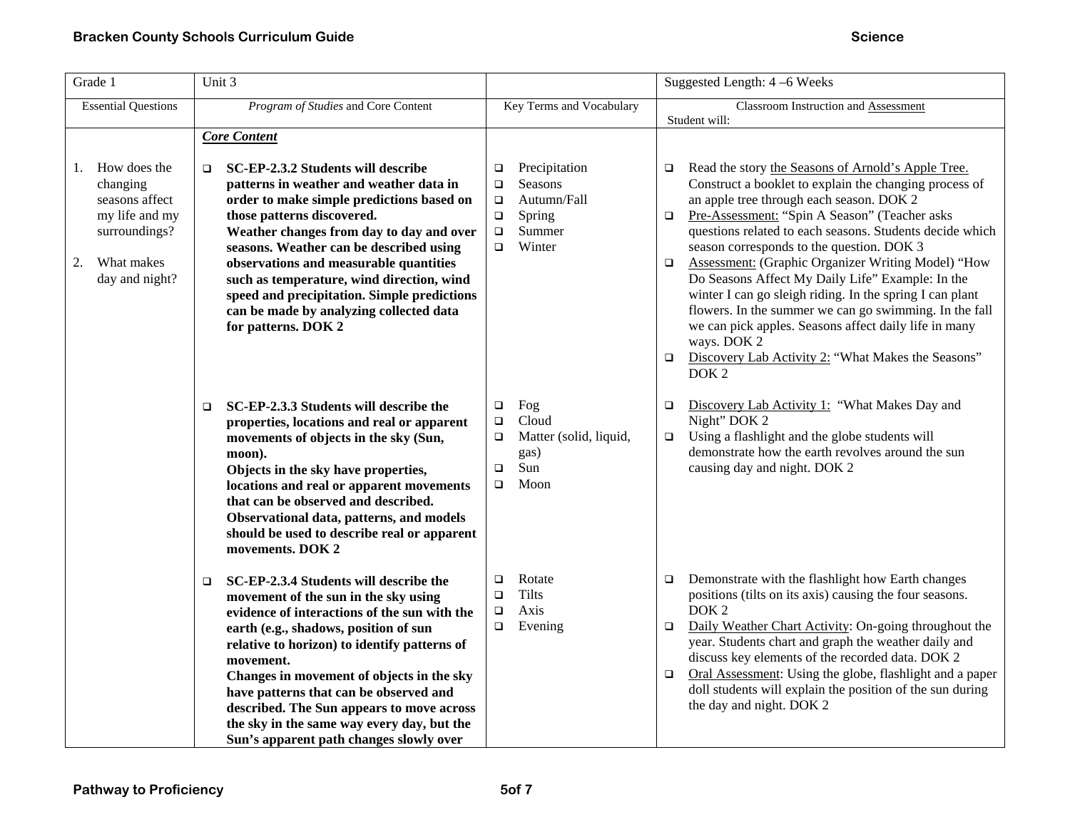| Grade 1 | Unit 3 | | Suggested Length: 4 –6 Weeks |
|---|---|---|---|
| Essential Questions | *Program of Studies* and Core Content | Key Terms and Vocabulary | Classroom Instruction and Assessment<br>Student will: |
| 1. How does the changing seasons affect my life and my surroundings?<br><br>2. What makes day and night? | ***Core Content***<br><br>❑ **SC-EP-2.3.2 Students will describe patterns in weather and weather data in order to make simple predictions based on those patterns discovered.**<br>**Weather changes from day to day and over seasons. Weather can be described using observations and measurable quantities such as temperature, wind direction, wind speed and precipitation. Simple predictions can be made by analyzing collected data for patterns. DOK 2** | ❑ Precipitation<br>❑ Seasons<br>❑ Autumn/Fall<br>❑ Spring<br>❑ Summer<br>❑ Winter | ❑ Read the story the Seasons of Arnold's Apple Tree. Construct a booklet to explain the changing process of an apple tree through each season. DOK 2<br>❑ Pre-Assessment: "Spin A Season" (Teacher asks questions related to each seasons. Students decide which season corresponds to the question. DOK 3<br>❑ Assessment: (Graphic Organizer Writing Model) "How Do Seasons Affect My Daily Life" Example: In the winter I can go sleigh riding. In the spring I can plant flowers. In the summer we can go swimming. In the fall we can pick apples. Seasons affect daily life in many ways. DOK 2<br>❑ Discovery Lab Activity 2: "What Makes the Seasons" DOK 2 |
| | ❑ **SC-EP-2.3.3 Students will describe the properties, locations and real or apparent movements of objects in the sky (Sun, moon).**<br>**Objects in the sky have properties, locations and real or apparent movements that can be observed and described. Observational data, patterns, and models should be used to describe real or apparent movements. DOK 2** | ❑ Fog<br>❑ Cloud<br>❑ Matter (solid, liquid, gas)<br>❑ Sun<br>❑ Moon | ❑ Discovery Lab Activity 1: "What Makes Day and Night" DOK 2<br>❑ Using a flashlight and the globe students will demonstrate how the earth revolves around the sun causing day and night. DOK 2 |
| | ❑ **SC-EP-2.3.4 Students will describe the movement of the sun in the sky using evidence of interactions of the sun with the earth (e.g., shadows, position of sun relative to horizon) to identify patterns of movement.**<br>**Changes in movement of objects in the sky have patterns that can be observed and described. The Sun appears to move across the sky in the same way every day, but the Sun's apparent path changes slowly over** | ❑ Rotate<br>❑ Tilts<br>❑ Axis<br>❑ Evening | ❑ Demonstrate with the flashlight how Earth changes positions (tilts on its axis) causing the four seasons. DOK 2<br>❑ Daily Weather Chart Activity: On-going throughout the year. Students chart and graph the weather daily and discuss key elements of the recorded data. DOK 2<br>❑ Oral Assessment: Using the globe, flashlight and a paper doll students will explain the position of the sun during the day and night. DOK 2 |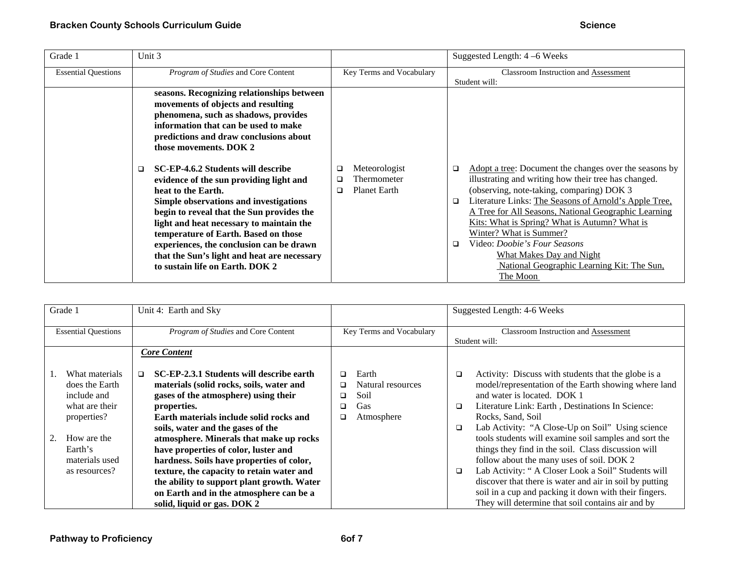| Grade 1 | Unit 3 | | Suggested Length: 4 –6 Weeks |
|---|---|---|---|
| Essential Questions | *Program of Studies* and Core Content | Key Terms and Vocabulary | Classroom Instruction and Assessment<br>Student will: |
| | **seasons. Recognizing relationships between movements of objects and resulting phenomena, such as shadows, provides information that can be used to make predictions and draw conclusions about those movements. DOK 2**<br><br>❑ **SC-EP-4.6.2 Students will describe evidence of the sun providing light and heat to the Earth.**<br>**Simple observations and investigations begin to reveal that the Sun provides the light and heat necessary to maintain the temperature of Earth. Based on those experiences, the conclusion can be drawn that the Sun's light and heat are necessary to sustain life on Earth. DOK 2** | ❑ Meteorologist<br>❑ Thermometer<br>❑ Planet Earth | ❑ Adopt a tree: Document the changes over the seasons by illustrating and writing how their tree has changed. (observing, note-taking, comparing) DOK 3<br>❑ Literature Links: The Seasons of Arnold's Apple Tree, A Tree for All Seasons, National Geographic Learning Kits: What is Spring? What is Autumn? What is Winter? What is Summer?<br>❑ Video: *Doobie's Four Seasons*<br>What Makes Day and Night<br>National Geographic Learning Kit: The Sun, The Moon |

| Grade 1 | Unit 4: Earth and Sky | | Suggested Length: 4-6 Weeks |
|---|---|---|---|
| Essential Questions | *Program of Studies* and Core Content | Key Terms and Vocabulary | Classroom Instruction and Assessment<br>Student will: |
| 1. What materials does the Earth include and what are their properties?<br><br>2. How are the Earth's materials used as resources? | ***Core Content***<br><br>❑ **SC-EP-2.3.1 Students will describe earth materials (solid rocks, soils, water and gases of the atmosphere) using their properties.**<br>**Earth materials include solid rocks and soils, water and the gases of the atmosphere. Minerals that make up rocks have properties of color, luster and hardness. Soils have properties of color, texture, the capacity to retain water and the ability to support plant growth. Water on Earth and in the atmosphere can be a solid, liquid or gas. DOK 2** | ❑ Earth<br>❑ Natural resources<br>❑ Soil<br>❑ Gas<br>❑ Atmosphere | ❑ Activity: Discuss with students that the globe is a model/representation of the Earth showing where land and water is located. DOK 1<br>❑ Literature Link: Earth , Destinations In Science: Rocks, Sand, Soil<br>❑ Lab Activity: "A Close-Up on Soil" Using science tools students will examine soil samples and sort the things they find in the soil. Class discussion will follow about the many uses of soil. DOK 2<br>❑ Lab Activity: " A Closer Look a Soil" Students will discover that there is water and air in soil by putting soil in a cup and packing it down with their fingers. They will determine that soil contains air and by |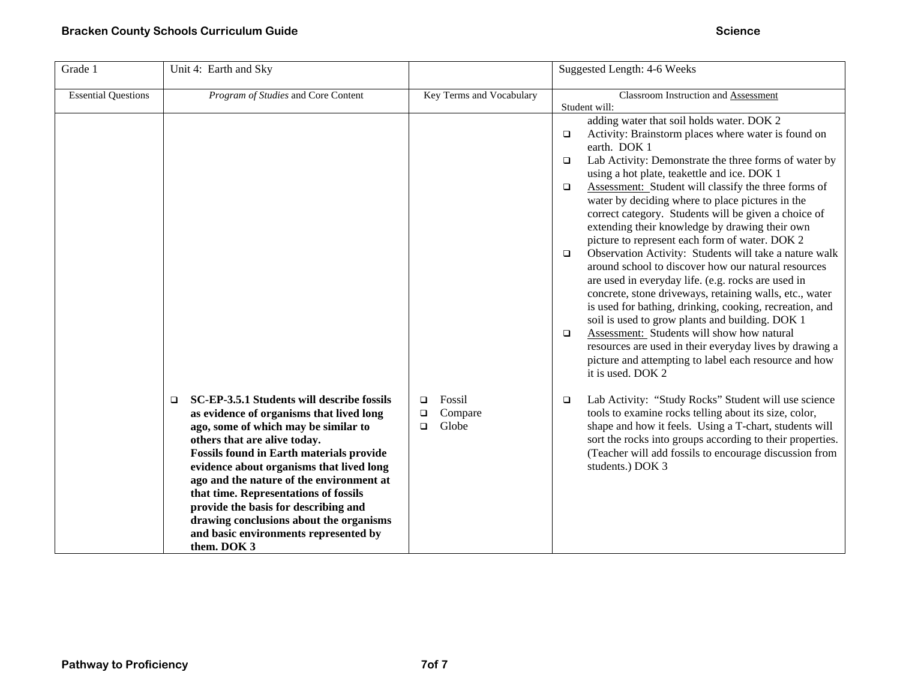| Grade 1 | Unit 4: Earth and Sky | | Suggested Length: 4-6 Weeks |
|---|---|---|---|
| Essential Questions | *Program of Studies* and Core Content | Key Terms and Vocabulary | Classroom Instruction and Assessment<br>Student will: |
| | | | adding water that soil holds water. DOK 2<br>❑ Activity: Brainstorm places where water is found on earth. DOK 1<br>❑ Lab Activity: Demonstrate the three forms of water by using a hot plate, teakettle and ice. DOK 1<br>❑ Assessment: Student will classify the three forms of water by deciding where to place pictures in the correct category. Students will be given a choice of extending their knowledge by drawing their own picture to represent each form of water. DOK 2<br>❑ Observation Activity: Students will take a nature walk around school to discover how our natural resources are used in everyday life. (e.g. rocks are used in concrete, stone driveways, retaining walls, etc., water is used for bathing, drinking, cooking, recreation, and soil is used to grow plants and building. DOK 1<br>❑ Assessment: Students will show how natural resources are used in their everyday lives by drawing a picture and attempting to label each resource and how it is used. DOK 2 |
| | ❑ **SC-EP-3.5.1 Students will describe fossils as evidence of organisms that lived long ago, some of which may be similar to others that are alive today.**<br>**Fossils found in Earth materials provide evidence about organisms that lived long ago and the nature of the environment at that time. Representations of fossils provide the basis for describing and drawing conclusions about the organisms and basic environments represented by them. DOK 3** | ❑ Fossil<br>❑ Compare<br>❑ Globe | ❑ Lab Activity: "Study Rocks" Student will use science tools to examine rocks telling about its size, color, shape and how it feels. Using a T-chart, students will sort the rocks into groups according to their properties. (Teacher will add fossils to encourage discussion from students.) DOK 3 |